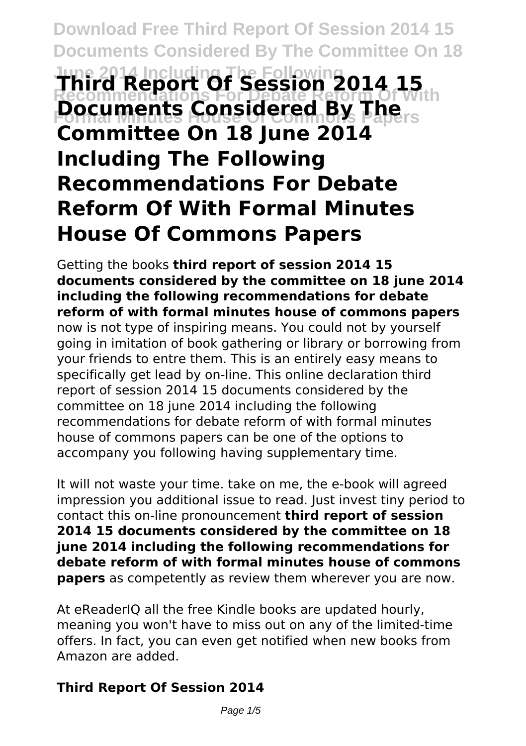# Third Report Of Session 2014 15 Documents Considered By The Committee On 18 June 2014 Including The Following Recommendations For Debate Reform Of With Formal Minutes House Of Commons Papers

Getting the books **third report of session 2014 15 documents considered by the committee on 18 june 2014 including the following recommendations for debate reform of with formal minutes house of commons papers** now is not type of inspiring means. You could not by yourself going in imitation of book gathering or library or borrowing from your friends to entre them. This is an entirely easy means to specifically get lead by on-line. This online declaration third report of session 2014 15 documents considered by the committee on 18 june 2014 including the following recommendations for debate reform of with formal minutes house of commons papers can be one of the options to accompany you following having supplementary time.

It will not waste your time. take on me, the e-book will agreed impression you additional issue to read. Just invest tiny period to contact this on-line pronouncement **third report of session 2014 15 documents considered by the committee on 18 june 2014 including the following recommendations for debate reform of with formal minutes house of commons papers** as competently as review them wherever you are now.

At eReaderIQ all the free Kindle books are updated hourly, meaning you won't have to miss out on any of the limited-time offers. In fact, you can even get notified when new books from Amazon are added.

## Third Report Of Session 2014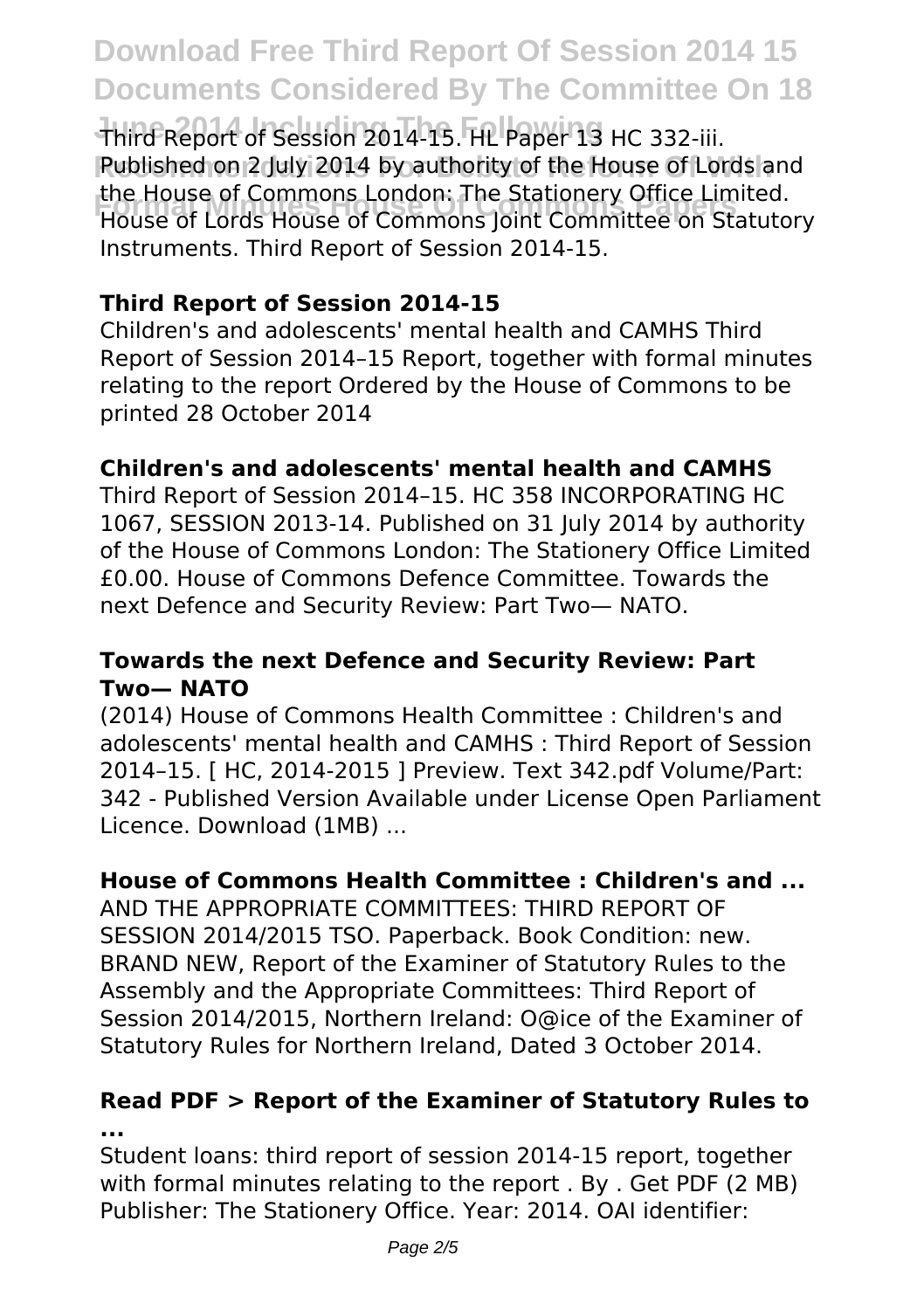Third Report of Session 2014-15. HL Paper 13 HC 332-iii. Published on 2 July 2014 by authority of the House of Lords and the House of Commons London: The Stationery Office Limited. House of Lords House of Commons Joint Committee on Statutory Instruments. Third Report of Session 2014-15.

### Third Report of Session 2014-15

Children's and adolescents' mental health and CAMHS Third Report of Session 2014–15 Report, together with formal minutes relating to the report Ordered by the House of Commons to be printed 28 October 2014

### Children's and adolescents' mental health and CAMHS

Third Report of Session 2014–15. HC 358 INCORPORATING HC 1067, SESSION 2013-14. Published on 31 July 2014 by authority of the House of Commons London: The Stationery Office Limited £0.00. House of Commons Defence Committee. Towards the next Defence and Security Review: Part Two— NATO.

### Towards the next Defence and Security Review: Part Two— NATO

(2014) House of Commons Health Committee : Children's and adolescents' mental health and CAMHS : Third Report of Session 2014–15. [ HC, 2014-2015 ] Preview. Text 342.pdf Volume/Part: 342 - Published Version Available under License Open Parliament Licence. Download (1MB) ...

### House of Commons Health Committee : Children's and ...

AND THE APPROPRIATE COMMITTEES: THIRD REPORT OF SESSION 2014/2015 TSO. Paperback. Book Condition: new. BRAND NEW, Report of the Examiner of Statutory Rules to the Assembly and the Appropriate Committees: Third Report of Session 2014/2015, Northern Ireland: O@ice of the Examiner of Statutory Rules for Northern Ireland, Dated 3 October 2014.

### Read PDF > Report of the Examiner of Statutory Rules to ...

Student loans: third report of session 2014-15 report, together with formal minutes relating to the report . By . Get PDF (2 MB) Publisher: The Stationery Office. Year: 2014. OAI identifier: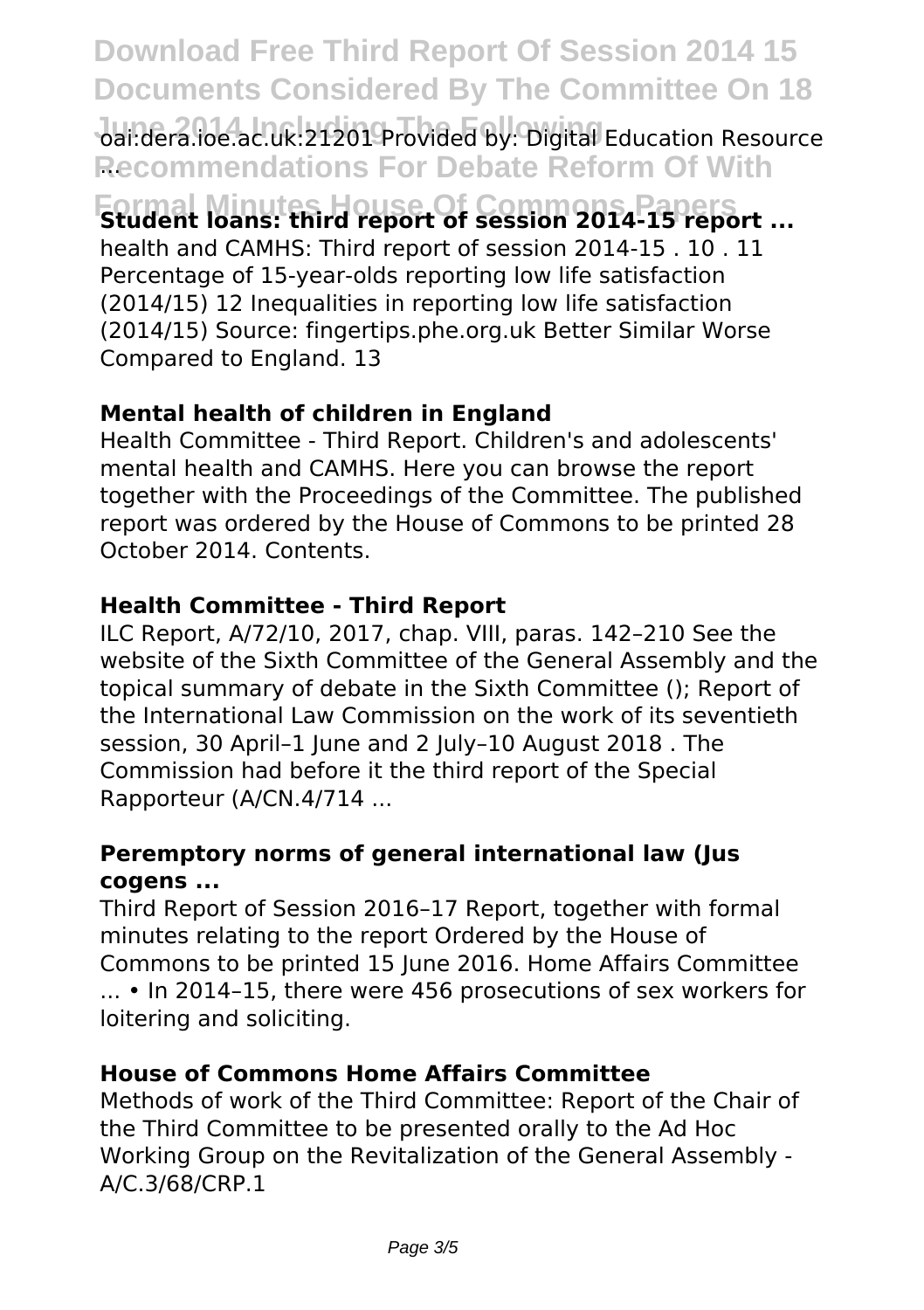oai:dera.ioe.ac.uk:21201 Provided by: Digital Education Resource ...

**Student loans: third report of session 2014-15 report ...**

health and CAMHS: Third report of session 2014-15 . 10 . 11 Percentage of 15-year-olds reporting low life satisfaction (2014/15) 12 Inequalities in reporting low life satisfaction (2014/15) Source: fingertips.phe.org.uk Better Similar Worse Compared to England. 13

**Mental health of children in England**

Health Committee - Third Report. Children's and adolescents' mental health and CAMHS. Here you can browse the report together with the Proceedings of the Committee. The published report was ordered by the House of Commons to be printed 28 October 2014. Contents.

**Health Committee - Third Report**

ILC Report, A/72/10, 2017, chap. VIII, paras. 142–210 See the website of the Sixth Committee of the General Assembly and the topical summary of debate in the Sixth Committee (); Report of the International Law Commission on the work of its seventieth session, 30 April–1 June and 2 July–10 August 2018 . The Commission had before it the third report of the Special Rapporteur (A/CN.4/714 ...

**Peremptory norms of general international law (Jus cogens ...**

Third Report of Session 2016–17 Report, together with formal minutes relating to the report Ordered by the House of Commons to be printed 15 June 2016. Home Affairs Committee ... • In 2014–15, there were 456 prosecutions of sex workers for loitering and soliciting.

**House of Commons Home Affairs Committee**

Methods of work of the Third Committee: Report of the Chair of the Third Committee to be presented orally to the Ad Hoc Working Group on the Revitalization of the General Assembly - A/C.3/68/CRP.1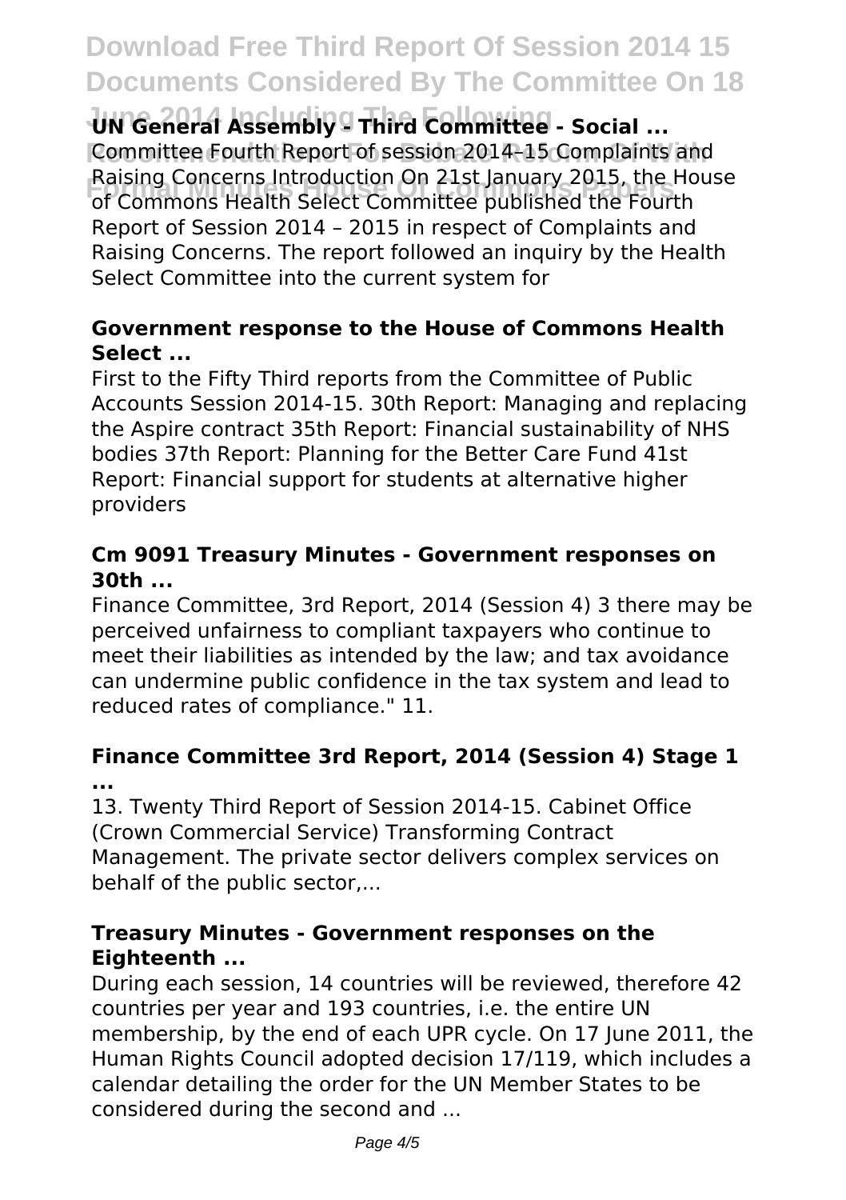### UN General Assembly - Third Committee - Social ...

Committee Fourth Report of session 2014–15 Complaints and Raising Concerns Introduction On 21st January 2015, the House of Commons Health Select Committee published the Fourth Report of Session 2014 – 2015 in respect of Complaints and Raising Concerns. The report followed an inquiry by the Health Select Committee into the current system for

### Government response to the House of Commons Health Select ...

First to the Fifty Third reports from the Committee of Public Accounts Session 2014-15. 30th Report: Managing and replacing the Aspire contract 35th Report: Financial sustainability of NHS bodies 37th Report: Planning for the Better Care Fund 41st Report: Financial support for students at alternative higher providers

### Cm 9091 Treasury Minutes - Government responses on 30th ...

Finance Committee, 3rd Report, 2014 (Session 4) 3 there may be perceived unfairness to compliant taxpayers who continue to meet their liabilities as intended by the law; and tax avoidance can undermine public confidence in the tax system and lead to reduced rates of compliance." 11.

### Finance Committee 3rd Report, 2014 (Session 4) Stage 1 ...

13. Twenty Third Report of Session 2014-15. Cabinet Office (Crown Commercial Service) Transforming Contract Management. The private sector delivers complex services on behalf of the public sector,...

### Treasury Minutes - Government responses on the Eighteenth ...

During each session, 14 countries will be reviewed, therefore 42 countries per year and 193 countries, i.e. the entire UN membership, by the end of each UPR cycle. On 17 June 2011, the Human Rights Council adopted decision 17/119, which includes a calendar detailing the order for the UN Member States to be considered during the second and ...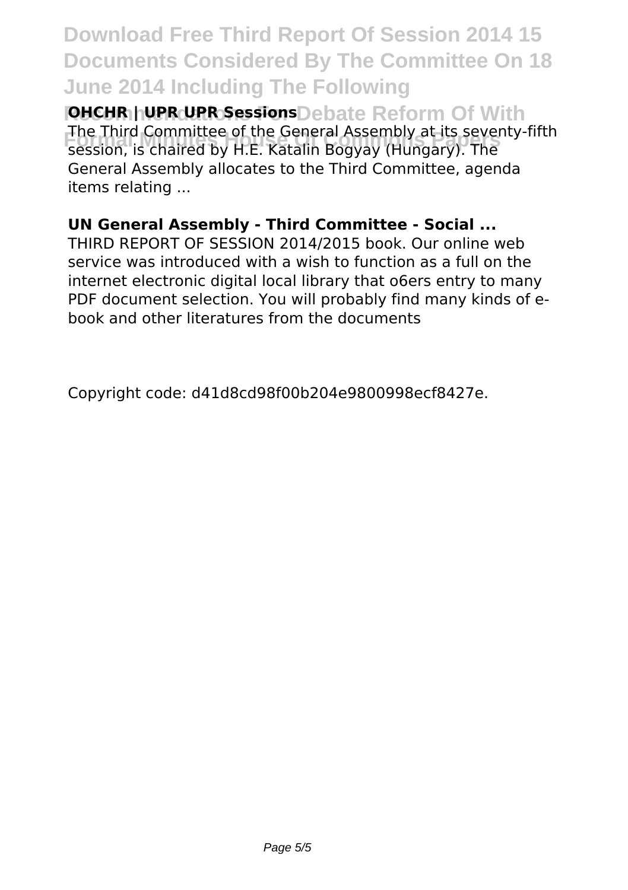**OHCHR | UPR UPR Sessions**

The Third Committee of the General Assembly at its seventy-fifth session, is chaired by H.E. Katalin Bogyay (Hungary). The General Assembly allocates to the Third Committee, agenda items relating ...

**UN General Assembly - Third Committee - Social ...**

THIRD REPORT OF SESSION 2014/2015 book. Our online web service was introduced with a wish to function as a full on the internet electronic digital local library that o6ers entry to many PDF document selection. You will probably find many kinds of e-book and other literatures from the documents

Copyright code: d41d8cd98f00b204e9800998ecf8427e.